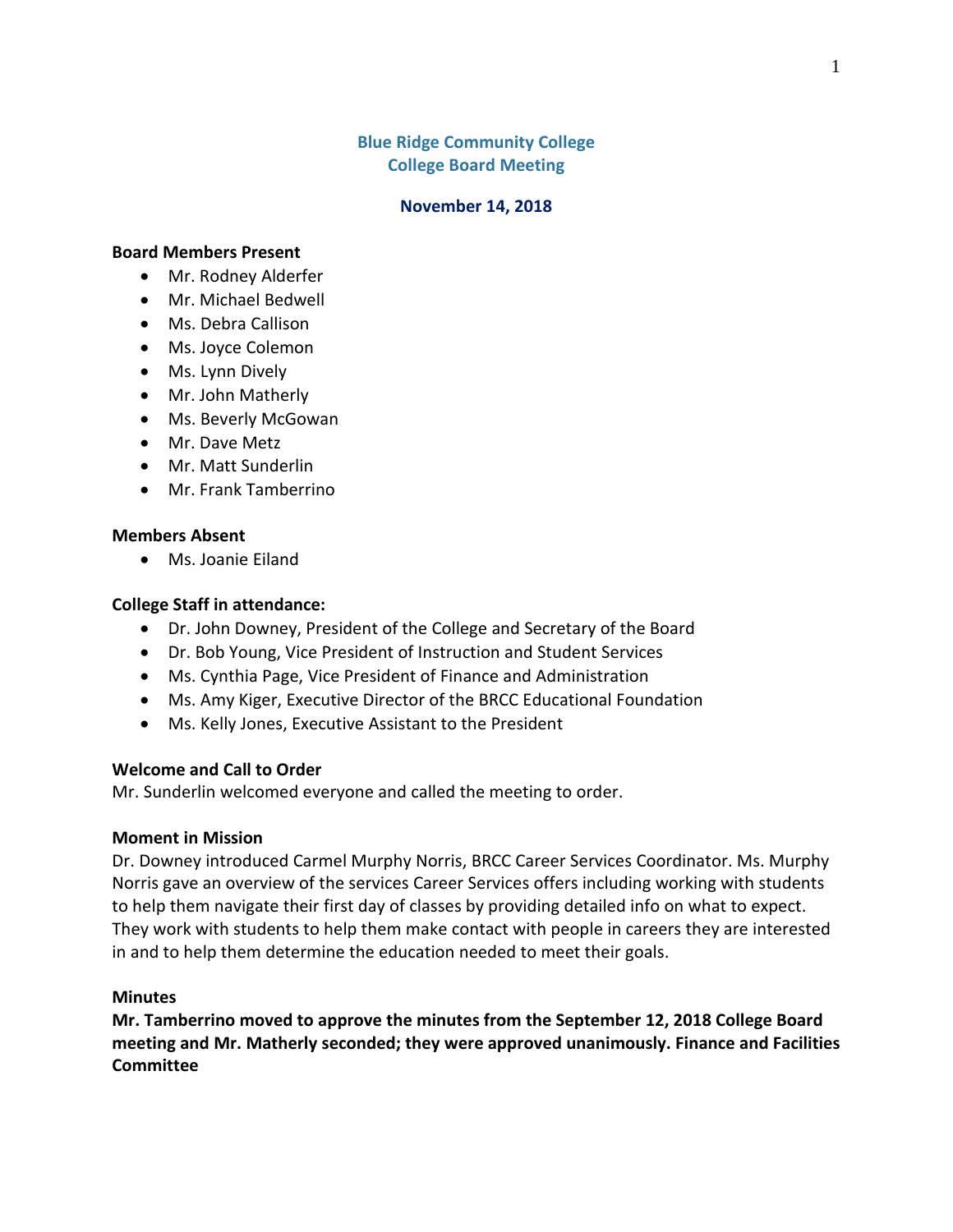# Blue Ridge Community College
# College Board Meeting

## November 14, 2018

**Board Members Present**

- Mr. Rodney Alderfer
- Mr. Michael Bedwell
- Ms. Debra Callison
- Ms. Joyce Colemon
- Ms. Lynn Dively
- Mr. John Matherly
- Ms. Beverly McGowan
- Mr. Dave Metz
- Mr. Matt Sunderlin
- Mr. Frank Tamberrino

**Members Absent**

- Ms. Joanie Eiland

**College Staff in attendance:**

- Dr. John Downey, President of the College and Secretary of the Board
- Dr. Bob Young, Vice President of Instruction and Student Services
- Ms. Cynthia Page, Vice President of Finance and Administration
- Ms. Amy Kiger, Executive Director of the BRCC Educational Foundation
- Ms. Kelly Jones, Executive Assistant to the President

**Welcome and Call to Order**

Mr. Sunderlin welcomed everyone and called the meeting to order.

**Moment in Mission**

Dr. Downey introduced Carmel Murphy Norris, BRCC Career Services Coordinator. Ms. Murphy Norris gave an overview of the services Career Services offers including working with students to help them navigate their first day of classes by providing detailed info on what to expect. They work with students to help them make contact with people in careers they are interested in and to help them determine the education needed to meet their goals.

**Minutes**

**Mr. Tamberrino moved to approve the minutes from the September 12, 2018 College Board meeting and Mr. Matherly seconded; they were approved unanimously. Finance and Facilities Committee**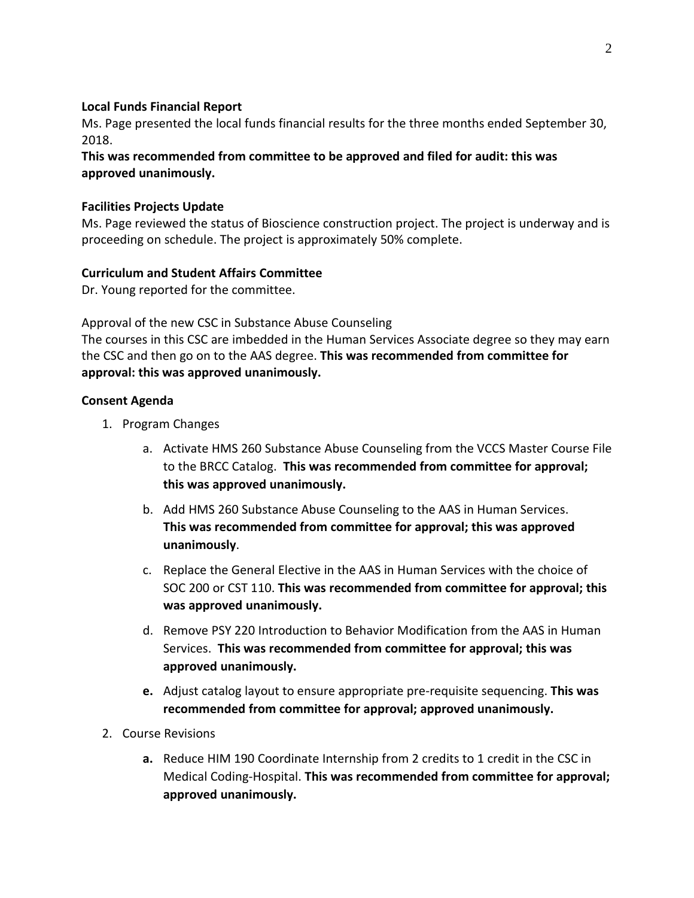**Local Funds Financial Report**

Ms. Page presented the local funds financial results for the three months ended September 30, 2018.

**This was recommended from committee to be approved and filed for audit: this was approved unanimously.**

**Facilities Projects Update**

Ms. Page reviewed the status of Bioscience construction project. The project is underway and is proceeding on schedule. The project is approximately 50% complete.

**Curriculum and Student Affairs Committee**

Dr. Young reported for the committee.

Approval of the new CSC in Substance Abuse Counseling

The courses in this CSC are imbedded in the Human Services Associate degree so they may earn the CSC and then go on to the AAS degree. **This was recommended from committee for approval: this was approved unanimously.**

**Consent Agenda**

1. Program Changes
    a. Activate HMS 260 Substance Abuse Counseling from the VCCS Master Course File to the BRCC Catalog. **This was recommended from committee for approval; this was approved unanimously.**
    b. Add HMS 260 Substance Abuse Counseling to the AAS in Human Services. **This was recommended from committee for approval; this was approved unanimously**.
    c. Replace the General Elective in the AAS in Human Services with the choice of SOC 200 or CST 110. **This was recommended from committee for approval; this was approved unanimously.**
    d. Remove PSY 220 Introduction to Behavior Modification from the AAS in Human Services. **This was recommended from committee for approval; this was approved unanimously.**
    e. Adjust catalog layout to ensure appropriate pre-requisite sequencing. **This was recommended from committee for approval; approved unanimously.**
2. Course Revisions
    a. Reduce HIM 190 Coordinate Internship from 2 credits to 1 credit in the CSC in Medical Coding-Hospital. **This was recommended from committee for approval; approved unanimously.**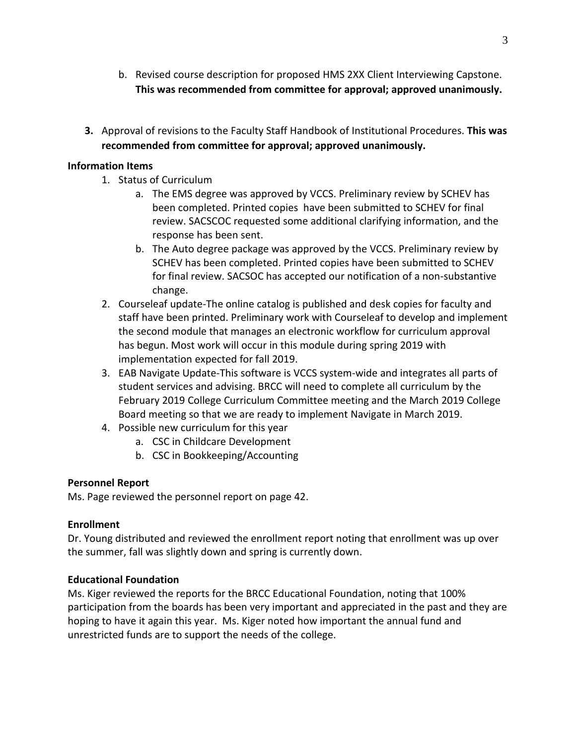b. Revised course description for proposed HMS 2XX Client Interviewing Capstone. **This was recommended from committee for approval; approved unanimously.**

3. Approval of revisions to the Faculty Staff Handbook of Institutional Procedures. **This was recommended from committee for approval; approved unanimously.**

**Information Items**

1. Status of Curriculum
   a. The EMS degree was approved by VCCS. Preliminary review by SCHEV has been completed. Printed copies have been submitted to SCHEV for final review. SACSCOC requested some additional clarifying information, and the response has been sent.
   b. The Auto degree package was approved by the VCCS. Preliminary review by SCHEV has been completed. Printed copies have been submitted to SCHEV for final review. SACSOC has accepted our notification of a non-substantive change.
2. Courseleaf update-The online catalog is published and desk copies for faculty and staff have been printed. Preliminary work with Courseleaf to develop and implement the second module that manages an electronic workflow for curriculum approval has begun. Most work will occur in this module during spring 2019 with implementation expected for fall 2019.
3. EAB Navigate Update-This software is VCCS system-wide and integrates all parts of student services and advising. BRCC will need to complete all curriculum by the February 2019 College Curriculum Committee meeting and the March 2019 College Board meeting so that we are ready to implement Navigate in March 2019.
4. Possible new curriculum for this year
   a. CSC in Childcare Development
   b. CSC in Bookkeeping/Accounting

**Personnel Report**

Ms. Page reviewed the personnel report on page 42.

**Enrollment**

Dr. Young distributed and reviewed the enrollment report noting that enrollment was up over the summer, fall was slightly down and spring is currently down.

**Educational Foundation**

Ms. Kiger reviewed the reports for the BRCC Educational Foundation, noting that 100% participation from the boards has been very important and appreciated in the past and they are hoping to have it again this year. Ms. Kiger noted how important the annual fund and unrestricted funds are to support the needs of the college.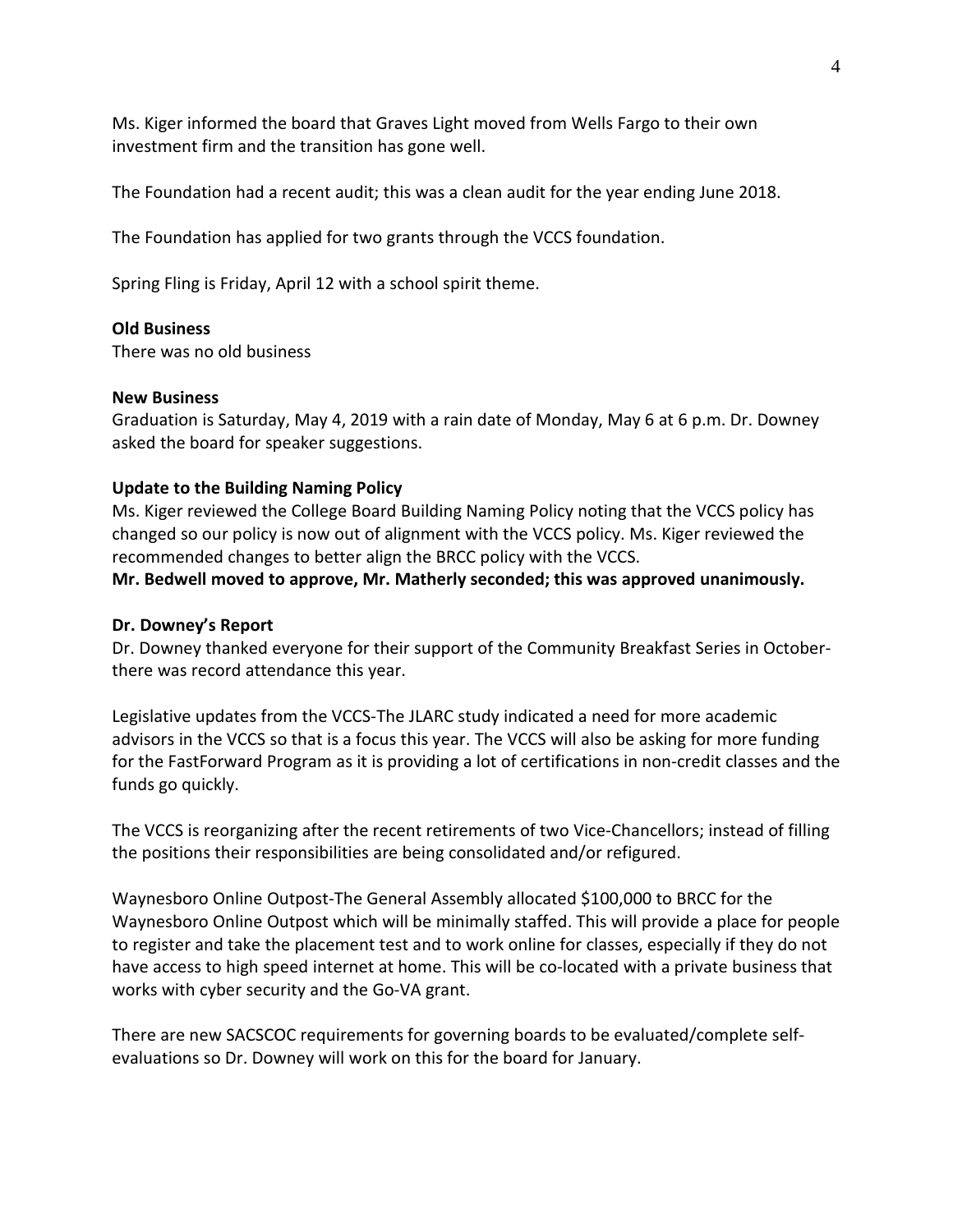Ms. Kiger informed the board that Graves Light moved from Wells Fargo to their own investment firm and the transition has gone well.

The Foundation had a recent audit; this was a clean audit for the year ending June 2018.

The Foundation has applied for two grants through the VCCS foundation.

Spring Fling is Friday, April 12 with a school spirit theme.

**Old Business**
There was no old business

**New Business**
Graduation is Saturday, May 4, 2019 with a rain date of Monday, May 6 at 6 p.m. Dr. Downey asked the board for speaker suggestions.

**Update to the Building Naming Policy**
Ms. Kiger reviewed the College Board Building Naming Policy noting that the VCCS policy has changed so our policy is now out of alignment with the VCCS policy. Ms. Kiger reviewed the recommended changes to better align the BRCC policy with the VCCS.
**Mr. Bedwell moved to approve, Mr. Matherly seconded; this was approved unanimously.**

**Dr. Downey's Report**
Dr. Downey thanked everyone for their support of the Community Breakfast Series in October-there was record attendance this year.

Legislative updates from the VCCS-The JLARC study indicated a need for more academic advisors in the VCCS so that is a focus this year. The VCCS will also be asking for more funding for the FastForward Program as it is providing a lot of certifications in non-credit classes and the funds go quickly.

The VCCS is reorganizing after the recent retirements of two Vice-Chancellors; instead of filling the positions their responsibilities are being consolidated and/or refigured.

Waynesboro Online Outpost-The General Assembly allocated $100,000 to BRCC for the Waynesboro Online Outpost which will be minimally staffed. This will provide a place for people to register and take the placement test and to work online for classes, especially if they do not have access to high speed internet at home. This will be co-located with a private business that works with cyber security and the Go-VA grant.

There are new SACSCOC requirements for governing boards to be evaluated/complete self-evaluations so Dr. Downey will work on this for the board for January.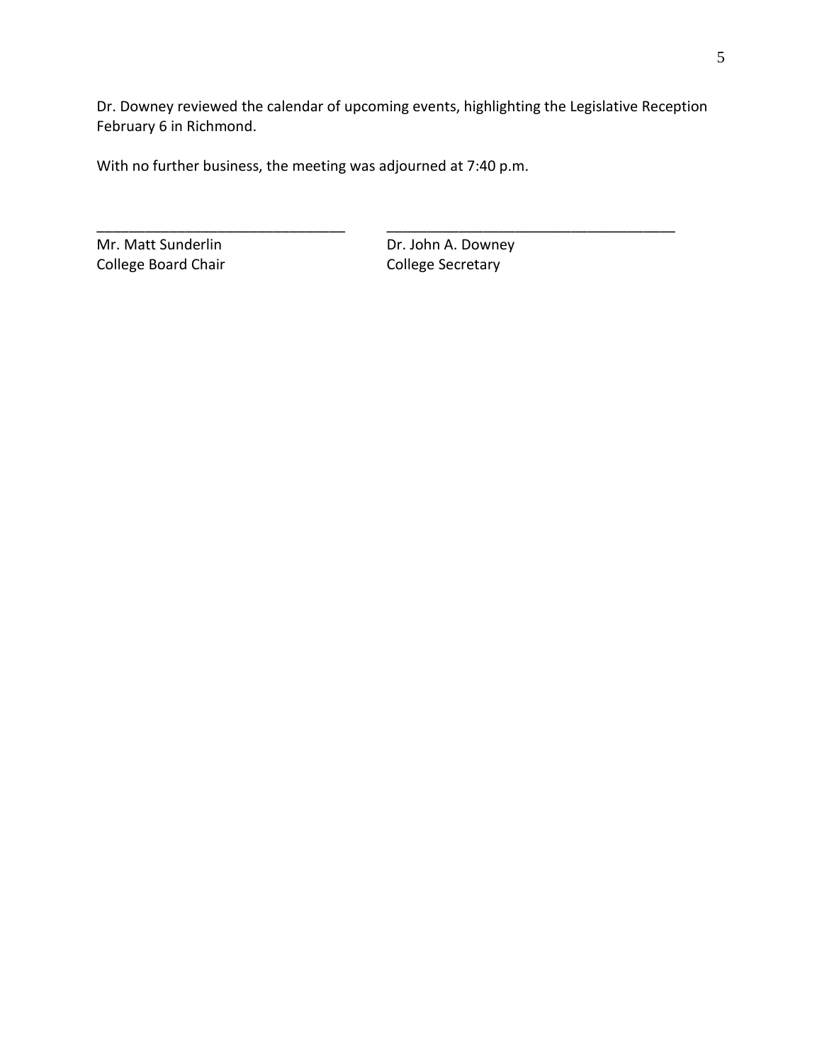Dr. Downey reviewed the calendar of upcoming events, highlighting the Legislative Reception February 6 in Richmond.

With no further business, the meeting was adjourned at 7:40 p.m.

| | |
|---|---|
| _______________________________ | ____________________________________ |
| Mr. Matt Sunderlin | Dr. John A. Downey |
| College Board Chair | College Secretary |